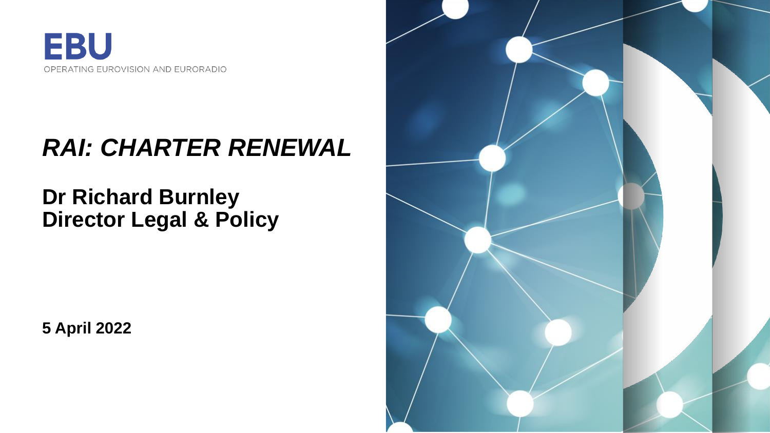EBU

OPERATING EUROVISION AND EURORADIO

# *RAI: CHARTER RENEWAL*

## Dr Richard Burnley
## Director Legal & Policy

**5 April 2022**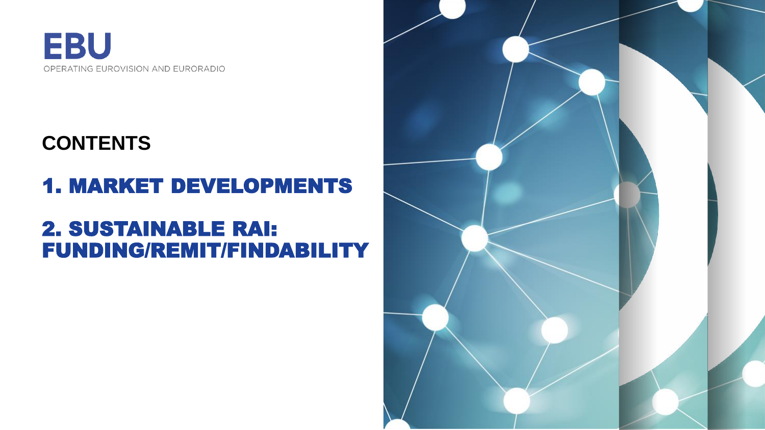EBU

OPERATING EUROVISION AND EURORADIO

## CONTENTS

## 1. MARKET DEVELOPMENTS

## 2. SUSTAINABLE RAI: FUNDING/REMIT/FINDABILITY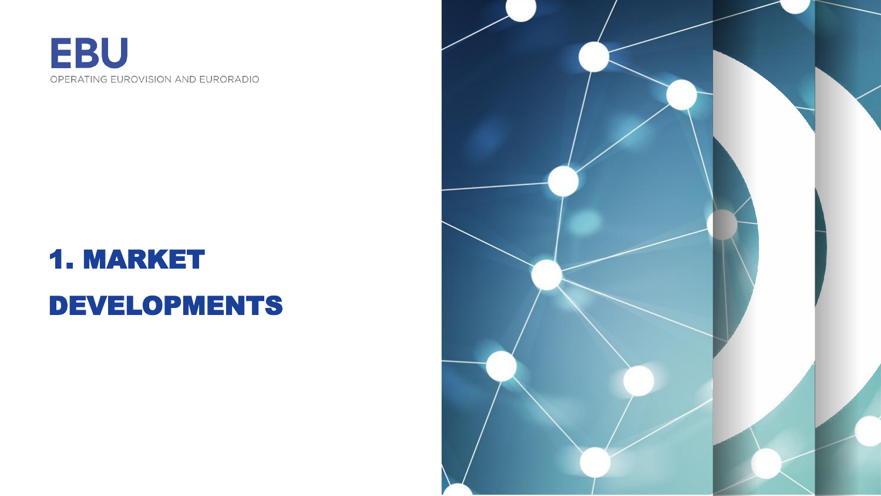EBU

OPERATING EUROVISION AND EURORADIO

# 1. MARKET DEVELOPMENTS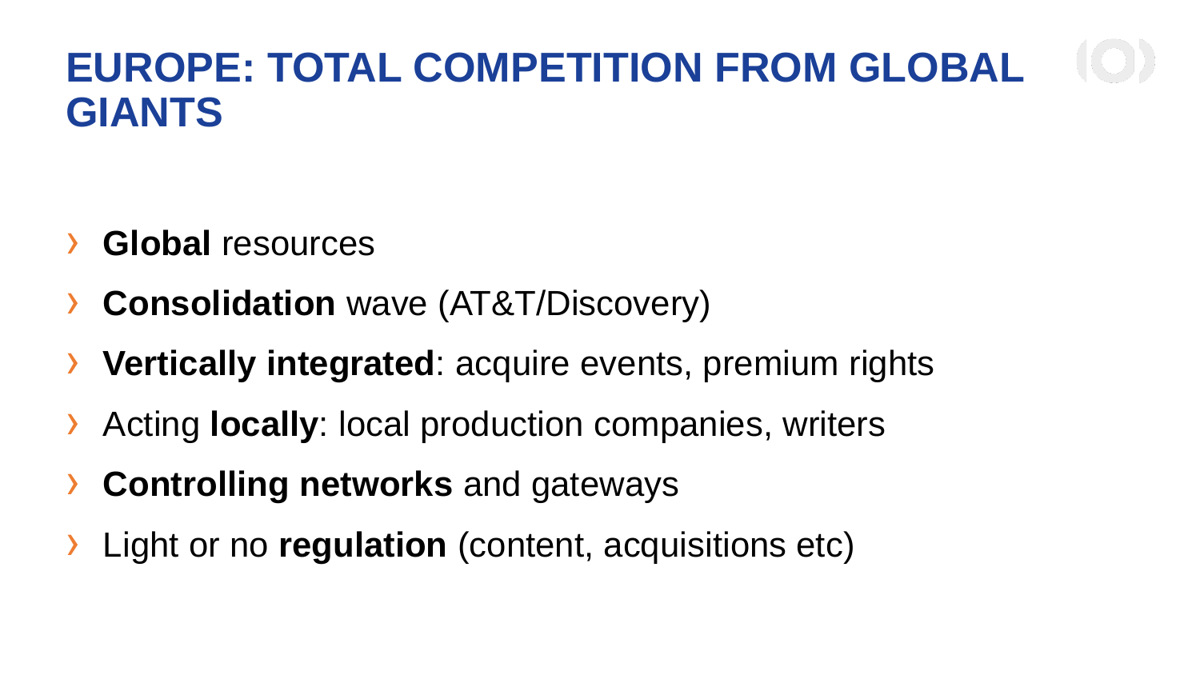# EUROPE: TOTAL COMPETITION FROM GLOBAL GIANTS

- **Global** resources
- **Consolidation** wave (AT&T/Discovery)
- **Vertically integrated**: acquire events, premium rights
- Acting **locally**: local production companies, writers
- **Controlling networks** and gateways
- Light or no **regulation** (content, acquisitions etc)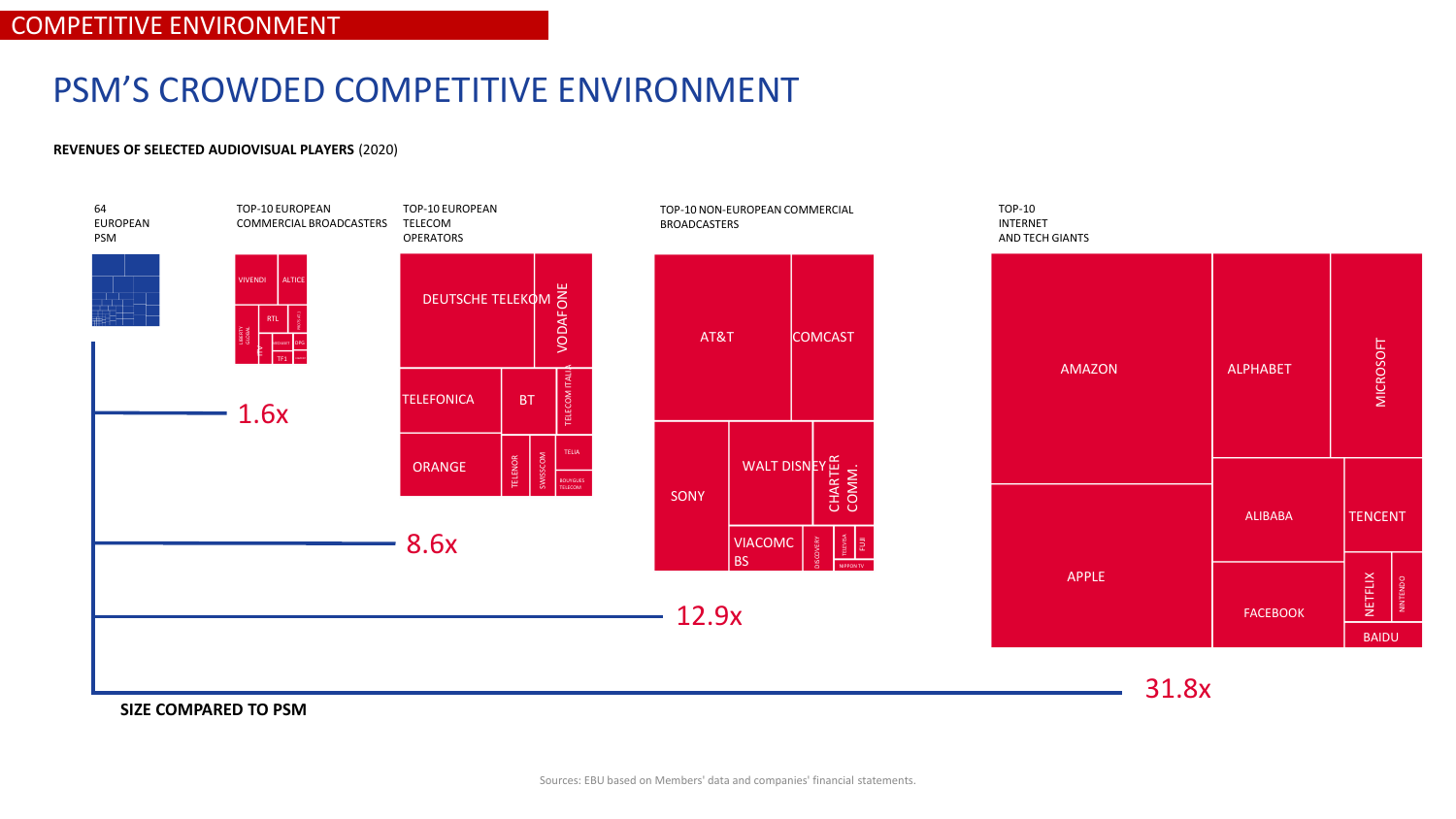COMPETITIVE ENVIRONMENT

# PSM'S CROWDED COMPETITIVE ENVIRONMENT

**REVENUES OF SELECTED AUDIOVISUAL PLAYERS** (2020)

64 EUROPEAN PSM

TOP-10 EUROPEAN COMMERCIAL BROADCASTERS

VIVENDI, ALTICE, RTL, LIBERTY GLOBAL, ITV, MEDIASET, DPG, TF1

1.6x

TOP-10 EUROPEAN TELECOM OPERATORS

DEUTSCHE TELEKOM, VODAFONE, TELEFONICA, BT, TELECOM ITALIA, ORANGE, TELENOR, SWISSCOM, TELIA, BOUYGUES TELECOM

8.6x

TOP-10 NON-EUROPEAN COMMERCIAL BROADCASTERS

AT&T, COMCAST, SONY, WALT DISNEY, CHARTER COMM., VIACOMCBS, DISCOVERY, TELEVISA, FUJI, NIPPON TV

12.9x

TOP-10 INTERNET AND TECH GIANTS

AMAZON, ALPHABET, MICROSOFT, APPLE, ALIBABA, TENCENT, FACEBOOK, NETFLIX, NINTENDO, BAIDU

31.8x

**SIZE COMPARED TO PSM**

Sources: EBU based on Members' data and companies' financial statements.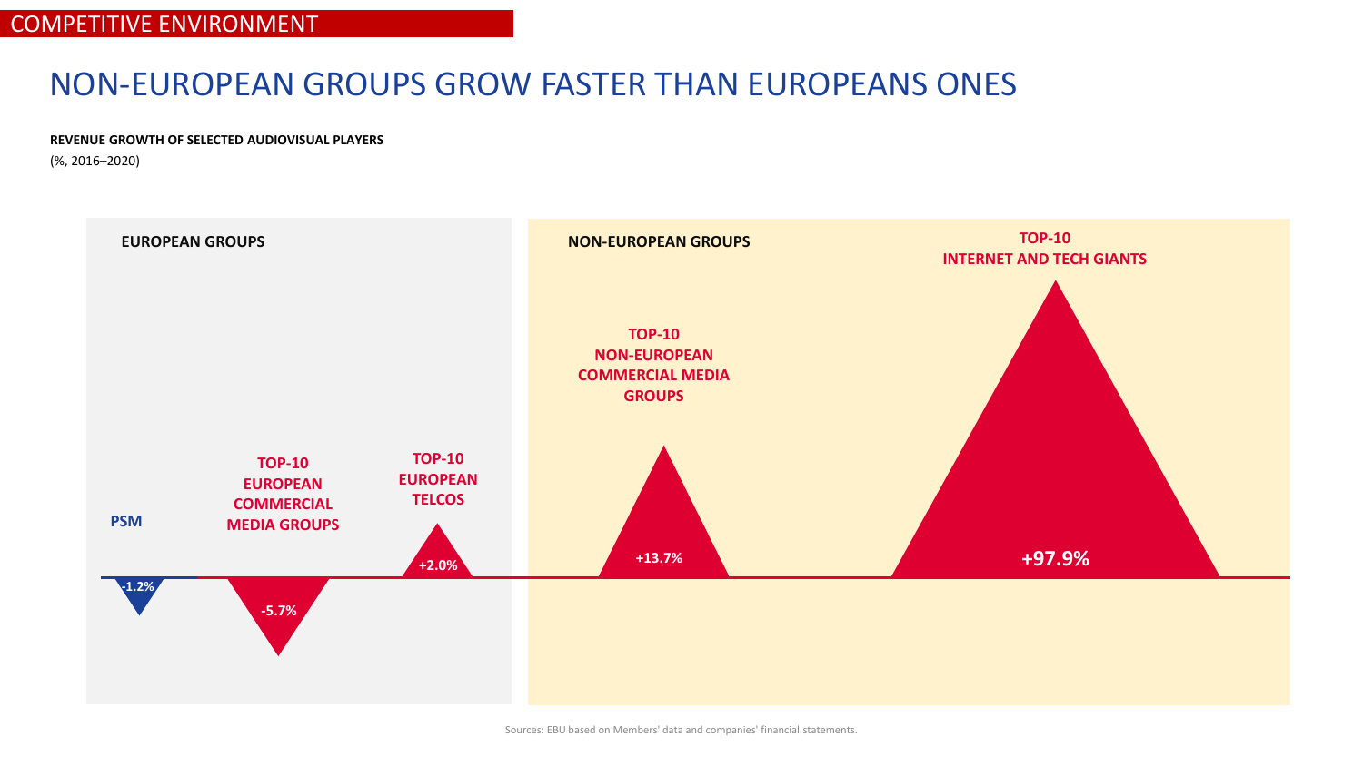COMPETITIVE ENVIRONMENT

# NON-EUROPEAN GROUPS GROW FASTER THAN EUROPEANS ONES

**REVENUE GROWTH OF SELECTED AUDIOVISUAL PLAYERS**
(%, 2016–2020)

**EUROPEAN GROUPS**

| Player | Revenue growth |
| --- | --- |
| PSM | -1.2% |
| TOP-10 EUROPEAN COMMERCIAL MEDIA GROUPS | -5.7% |
| TOP-10 EUROPEAN TELCOS | +2.0% |

**NON-EUROPEAN GROUPS**

| Player | Revenue growth |
| --- | --- |
| TOP-10 NON-EUROPEAN COMMERCIAL MEDIA GROUPS | +13.7% |
| TOP-10 INTERNET AND TECH GIANTS | +97.9% |

Sources: EBU based on Members' data and companies' financial statements.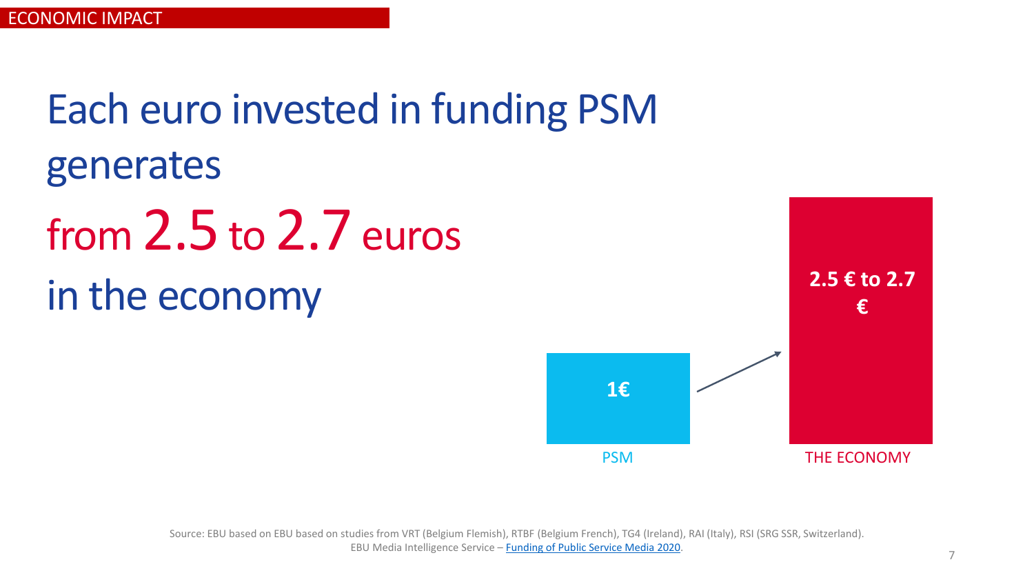ECONOMIC IMPACT

# Each euro invested in funding PSM generates from 2.5 to 2.7 euros in the economy

1€

PSM

2.5 € to 2.7 €

THE ECONOMY

Source: EBU based on EBU based on studies from VRT (Belgium Flemish), RTBF (Belgium French), TG4 (Ireland), RAI (Italy), RSI (SRG SSR, Switzerland).
EBU Media Intelligence Service – [Funding of Public Service Media 2020](#).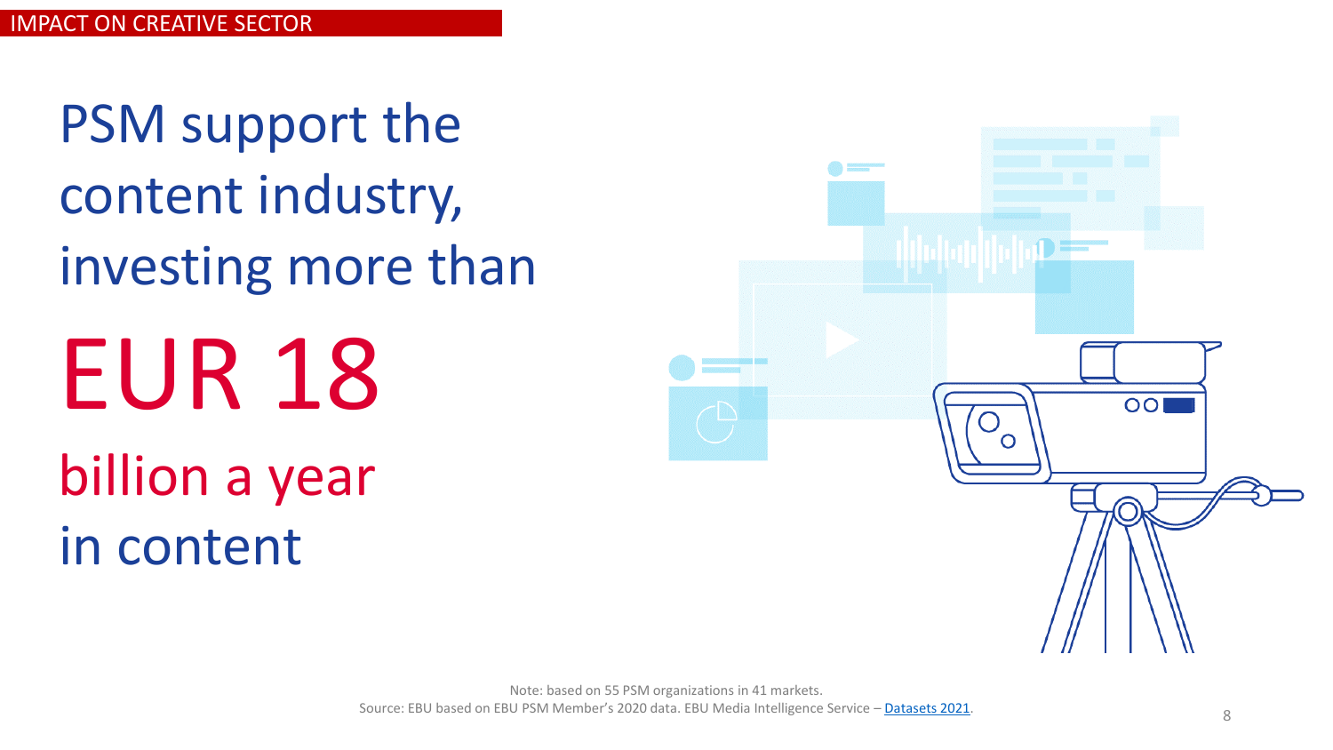IMPACT ON CREATIVE SECTOR

# PSM support the content industry, investing more than

# EUR 18

## billion a year in content

Note: based on 55 PSM organizations in 41 markets.
Source: EBU based on EBU PSM Member's 2020 data. EBU Media Intelligence Service – Datasets 2021.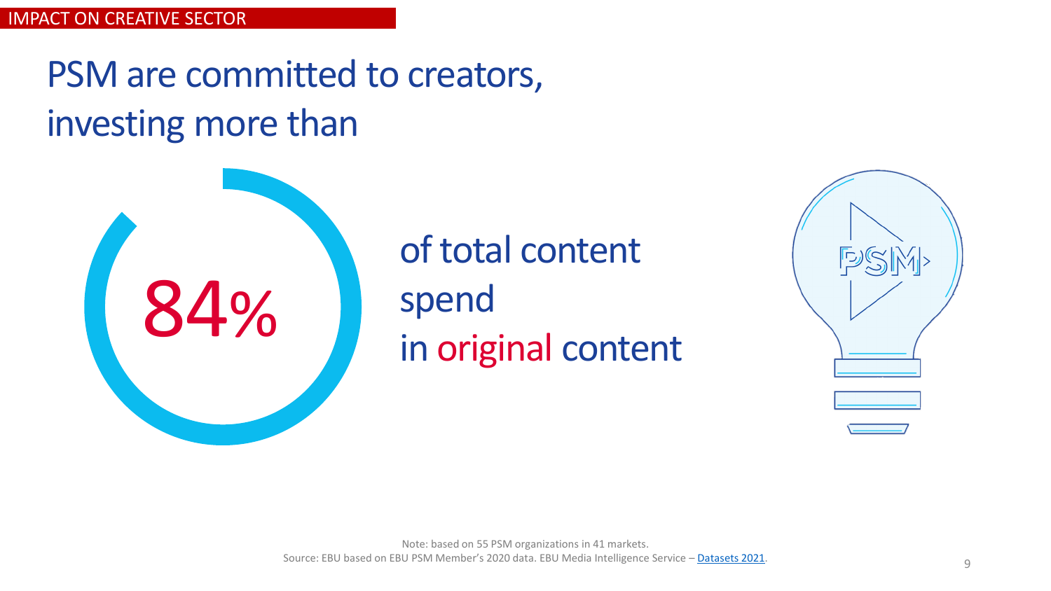IMPACT ON CREATIVE SECTOR

# PSM are committed to creators, investing more than

84%

of total content spend in original content

Note: based on 55 PSM organizations in 41 markets.
Source: EBU based on EBU PSM Member's 2020 data. EBU Media Intelligence Service – Datasets 2021.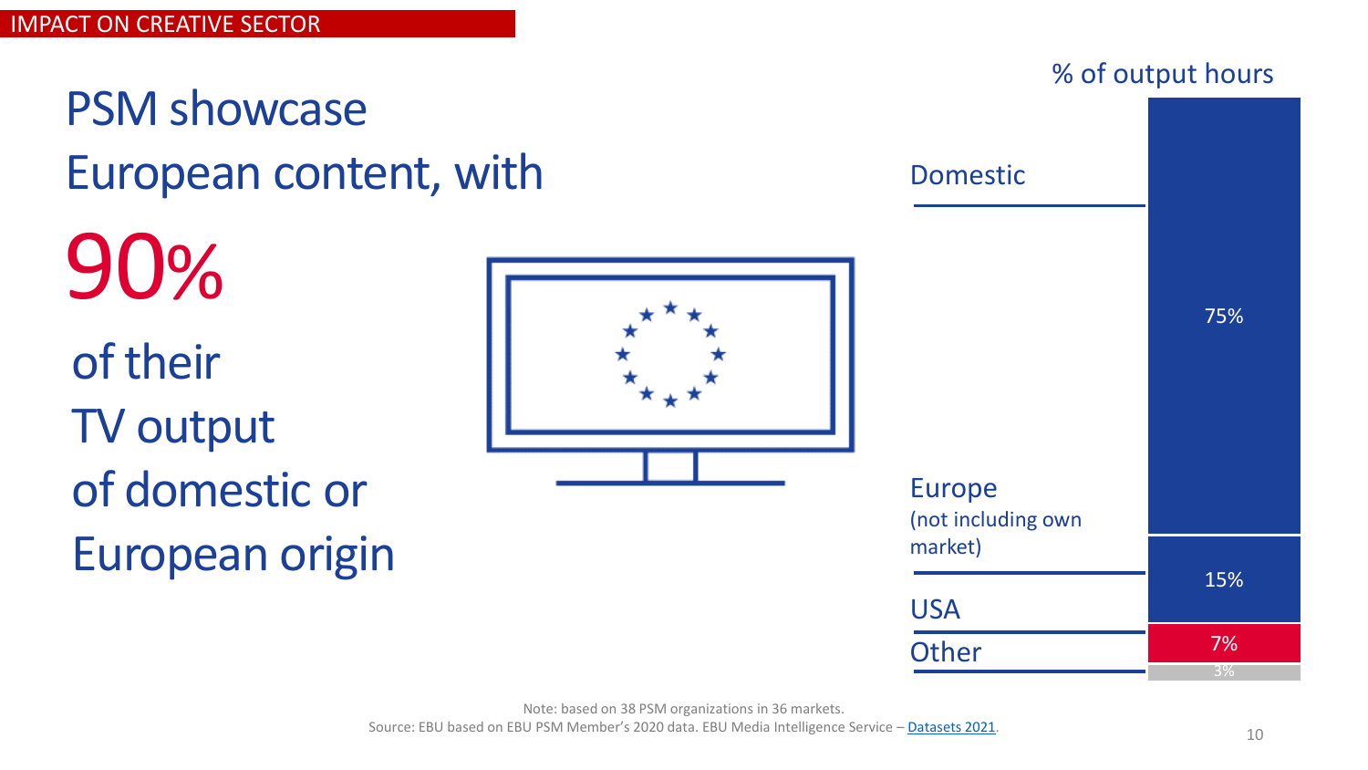IMPACT ON CREATIVE SECTOR

# PSM showcase European content, with 90% of their TV output of domestic or European origin

% of output hours

| Origin | % of output hours |
|---|---|
| Domestic | 75% |
| Europe (not including own market) | 15% |
| USA | 7% |
| Other | 3% |

Note: based on 38 PSM organizations in 36 markets.
Source: EBU based on EBU PSM Member's 2020 data. EBU Media Intelligence Service – Datasets 2021.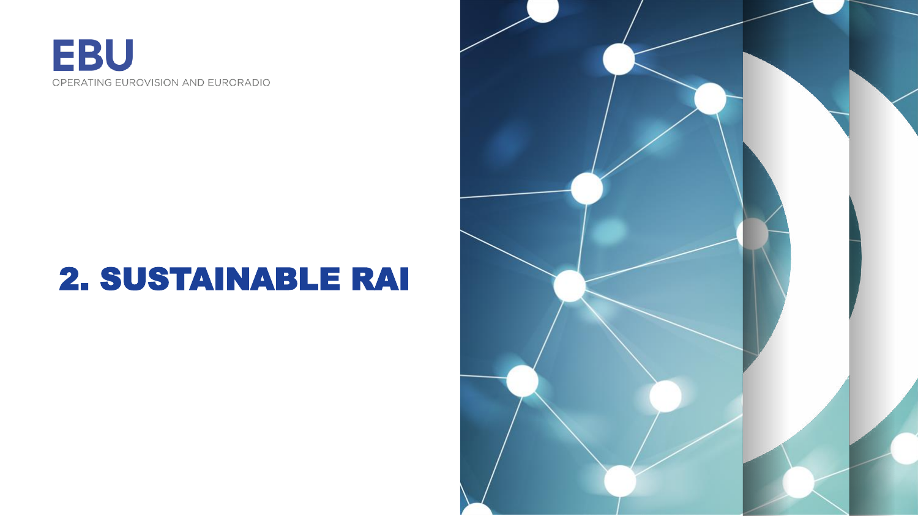EBU

OPERATING EUROVISION AND EURORADIO

# 2. SUSTAINABLE RAI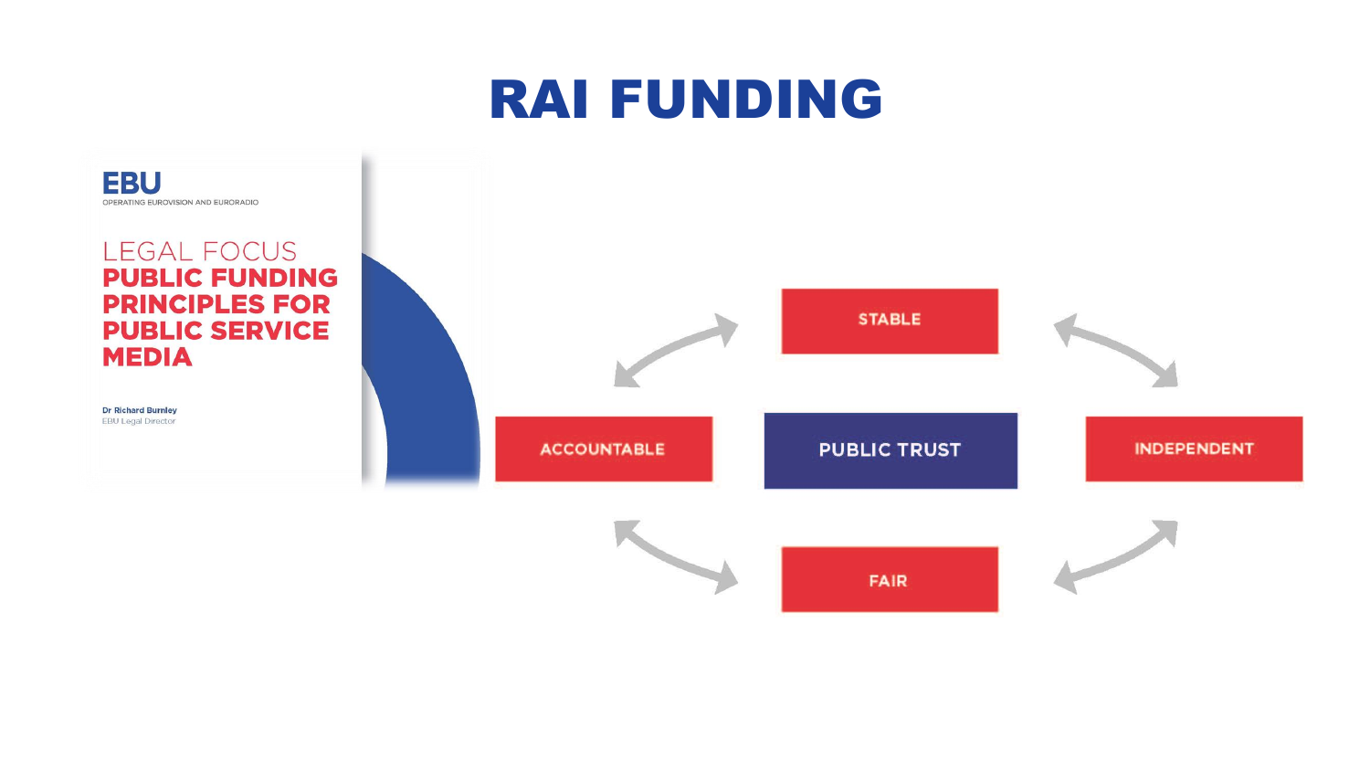# RAI FUNDING

EBU
OPERATING EUROVISION AND EURORADIO

LEGAL FOCUS
**PUBLIC FUNDING PRINCIPLES FOR PUBLIC SERVICE MEDIA**

**Dr Richard Burnley**
EBU Legal Director

STABLE

ACCOUNTABLE

PUBLIC TRUST

INDEPENDENT

FAIR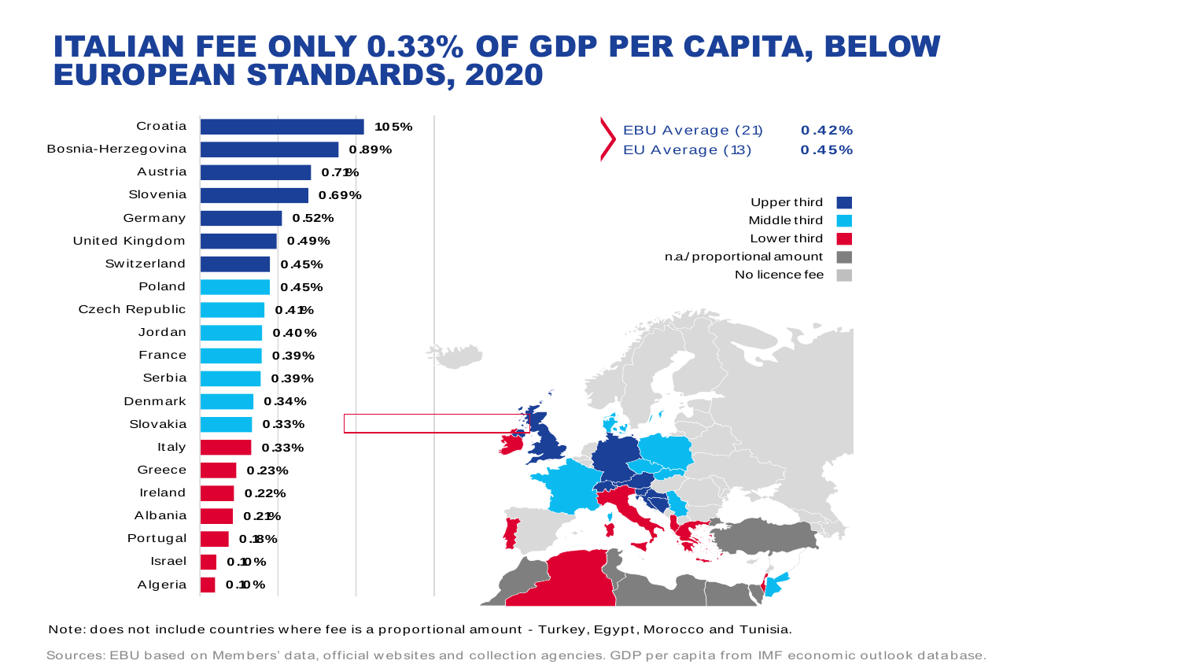# ITALIAN FEE ONLY 0.33% OF GDP PER CAPITA, BELOW EUROPEAN STANDARDS, 2020

| Country | Fee as % of GDP per capita |
| --- | --- |
| Croatia | 1.05% |
| Bosnia-Herzegovina | 0.89% |
| Austria | 0.71% |
| Slovenia | 0.69% |
| Germany | 0.52% |
| United Kingdom | 0.49% |
| Switzerland | 0.45% |
| Poland | 0.45% |
| Czech Republic | 0.41% |
| Jordan | 0.40% |
| France | 0.39% |
| Serbia | 0.39% |
| Denmark | 0.34% |
| Slovakia | 0.33% |
| Italy | 0.33% |
| Greece | 0.23% |
| Ireland | 0.22% |
| Albania | 0.21% |
| Portugal | 0.18% |
| Israel | 0.10% |
| Algeria | 0.10% |

| | |
| --- | --- |
| EBU Average (21) | 0.42% |
| EU Average (13) | 0.45% |

- Upper third
- Middle third
- Lower third
- n.a./ proportional amount
- No licence fee

Note: does not include countries where fee is a proportional amount - Turkey, Egypt, Morocco and Tunisia.

Sources: EBU based on Members' data, official websites and collection agencies. GDP per capita from IMF economic outlook database.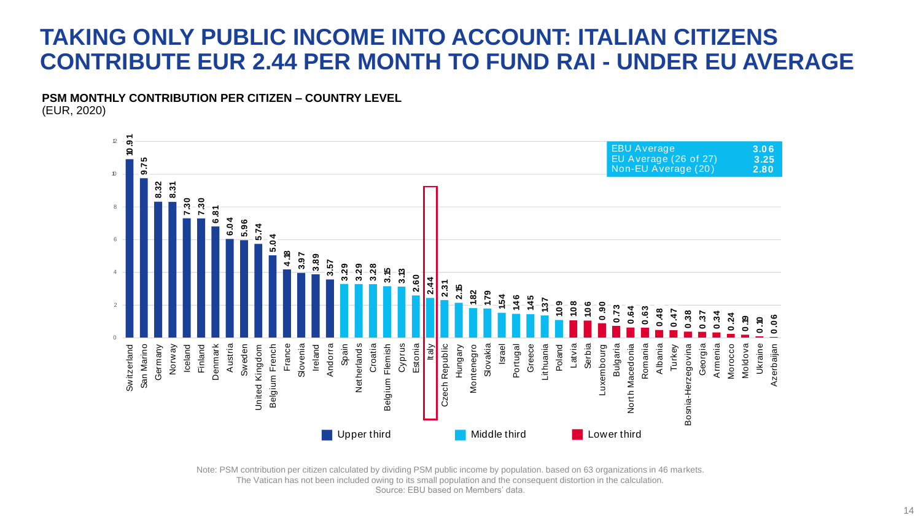# TAKING ONLY PUBLIC INCOME INTO ACCOUNT: ITALIAN CITIZENS CONTRIBUTE EUR 2.44 PER MONTH TO FUND RAI - UNDER EU AVERAGE

**PSM MONTHLY CONTRIBUTION PER CITIZEN – COUNTRY LEVEL**
(EUR, 2020)

| Country | EUR | Group |
|---|---|---|
| Switzerland | 10.91 | Upper third |
| San Marino | 9.75 | Upper third |
| Germany | 8.32 | Upper third |
| Norway | 8.31 | Upper third |
| Iceland | 7.30 | Upper third |
| Finland | 7.30 | Upper third |
| Denmark | 6.81 | Upper third |
| Austria | 6.04 | Upper third |
| Sweden | 5.96 | Upper third |
| United Kingdom | 5.74 | Upper third |
| Belgium French | 5.04 | Upper third |
| France | 4.18 | Upper third |
| Slovenia | 3.97 | Upper third |
| Ireland | 3.89 | Upper third |
| Andorra | 3.57 | Upper third |
| Spain | 3.29 | Middle third |
| Netherlands | 3.29 | Middle third |
| Croatia | 3.28 | Middle third |
| Belgium Flemish | 3.15 | Middle third |
| Cyprus | 3.13 | Middle third |
| Estonia | 2.60 | Middle third |
| Italy | 2.44 | Middle third |
| Czech Republic | 2.31 | Middle third |
| Hungary | 2.15 | Middle third |
| Montenegro | 1.82 | Middle third |
| Slovakia | 1.79 | Middle third |
| Israel | 1.54 | Middle third |
| Portugal | 1.46 | Middle third |
| Greece | 1.45 | Middle third |
| Lithuania | 1.37 | Middle third |
| Poland | 1.09 | Middle third |
| Latvia | 1.08 | Lower third |
| Serbia | 1.06 | Lower third |
| Luxembourg | 0.90 | Lower third |
| Bulgaria | 0.73 | Lower third |
| North Macedonia | 0.64 | Lower third |
| Romania | 0.63 | Lower third |
| Albania | 0.48 | Lower third |
| Turkey | 0.47 | Lower third |
| Bosnia-Herzegovina | 0.38 | Lower third |
| Georgia | 0.37 | Lower third |
| Armenia | 0.34 | Lower third |
| Morocco | 0.24 | Lower third |
| Moldova | 0.19 | Lower third |
| Ukraine | 0.10 | Lower third |
| Azerbaijan | 0.06 | Lower third |

| | |
|---|---|
| EBU Average | 3.06 |
| EU Average (26 of 27) | 3.25 |
| Non-EU Average (20) | 2.80 |

Note: PSM contribution per citizen calculated by dividing PSM public income by population. based on 63 organizations in 46 markets.
The Vatican has not been included owing to its small population and the consequent distortion in the calculation.
Source: EBU based on Members' data.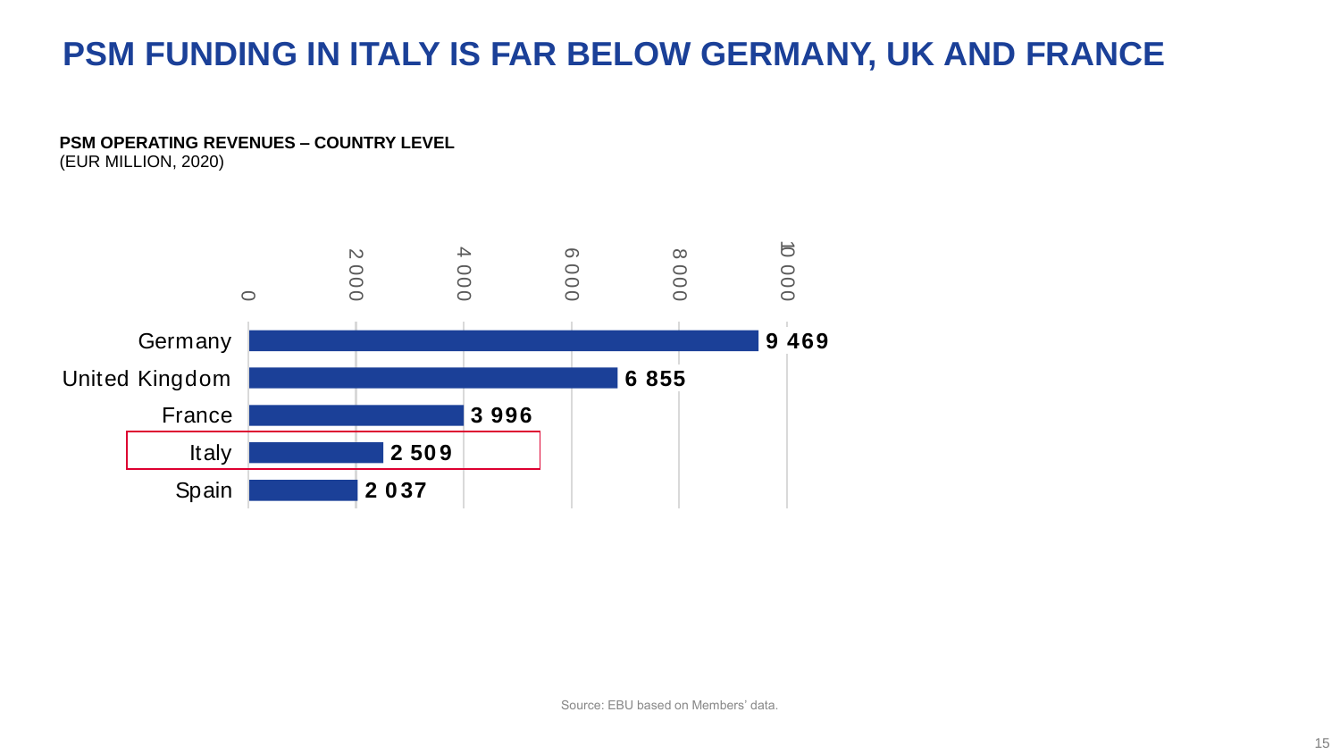# PSM FUNDING IN ITALY IS FAR BELOW GERMANY, UK AND FRANCE

**PSM OPERATING REVENUES – COUNTRY LEVEL**
(EUR MILLION, 2020)

| Country | EUR million |
|---|---|
| Germany | 9 469 |
| United Kingdom | 6 855 |
| France | 3 996 |
| Italy | 2 509 |
| Spain | 2 037 |

Source: EBU based on Members' data.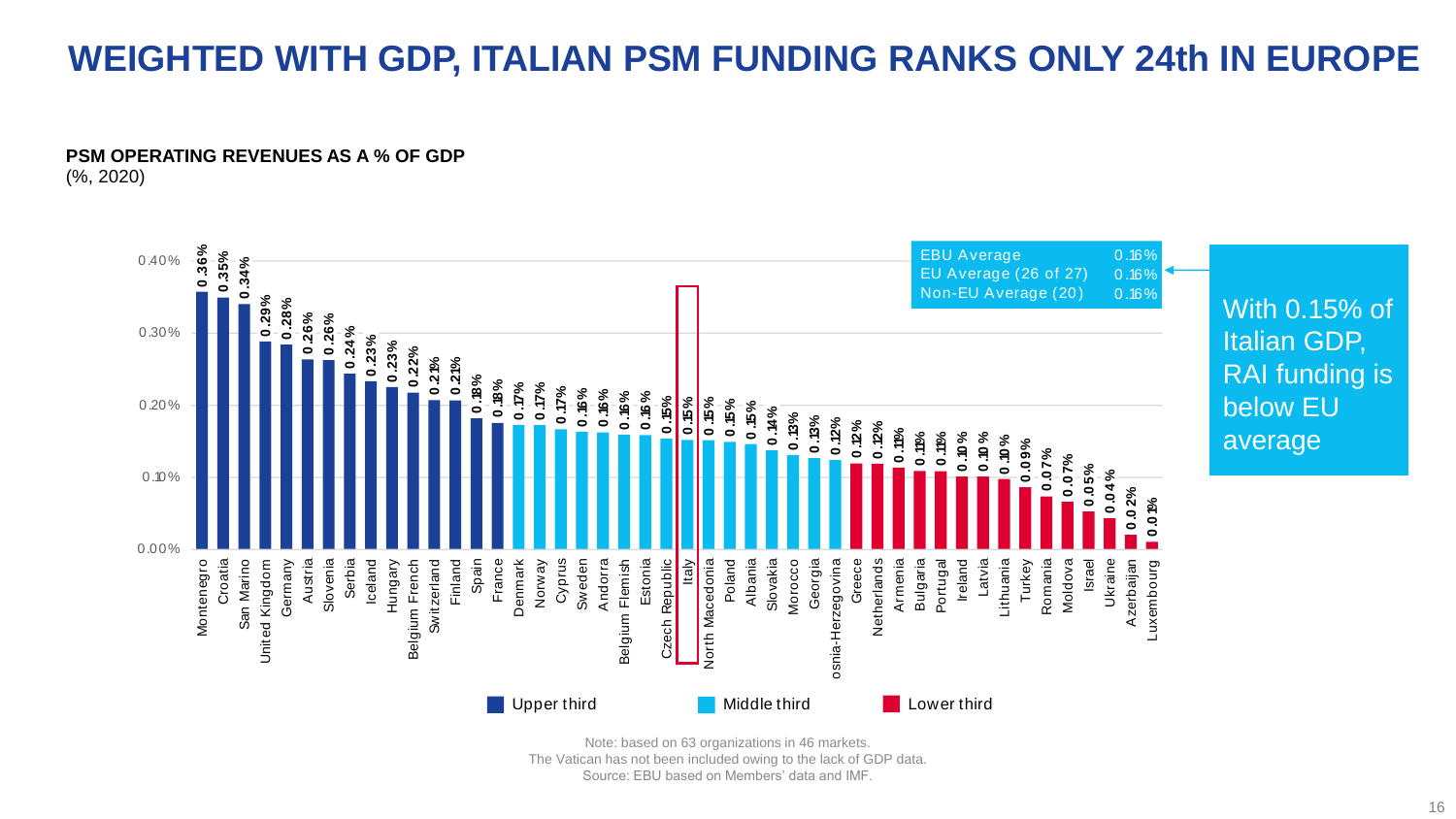# WEIGHTED WITH GDP, ITALIAN PSM FUNDING RANKS ONLY 24th IN EUROPE

**PSM OPERATING REVENUES AS A % OF GDP**
(%, 2020)

| Country | % of GDP | Group |
|---|---|---|
| Montenegro | 0.36% | Upper third |
| Croatia | 0.35% | Upper third |
| San Marino | 0.34% | Upper third |
| United Kingdom | 0.29% | Upper third |
| Germany | 0.28% | Upper third |
| Austria | 0.26% | Upper third |
| Slovenia | 0.26% | Upper third |
| Serbia | 0.24% | Upper third |
| Iceland | 0.23% | Upper third |
| Hungary | 0.23% | Upper third |
| Belgium French | 0.22% | Upper third |
| Switzerland | 0.21% | Upper third |
| Finland | 0.21% | Upper third |
| Spain | 0.18% | Upper third |
| France | 0.18% | Upper third |
| Denmark | 0.17% | Middle third |
| Norway | 0.17% | Middle third |
| Cyprus | 0.17% | Middle third |
| Sweden | 0.16% | Middle third |
| Andorra | 0.16% | Middle third |
| Belgium Flemish | 0.16% | Middle third |
| Estonia | 0.16% | Middle third |
| Czech Republic | 0.15% | Middle third |
| Italy | 0.15% | Middle third |
| North Macedonia | 0.15% | Middle third |
| Poland | 0.15% | Middle third |
| Albania | 0.15% | Middle third |
| Slovakia | 0.14% | Middle third |
| Morocco | 0.13% | Middle third |
| Georgia | 0.13% | Middle third |
| Bosnia-Herzegovina | 0.12% | Middle third |
| Greece | 0.12% | Lower third |
| Netherlands | 0.12% | Lower third |
| Armenia | 0.11% | Lower third |
| Bulgaria | 0.11% | Lower third |
| Portugal | 0.11% | Lower third |
| Ireland | 0.10% | Lower third |
| Latvia | 0.10% | Lower third |
| Lithuania | 0.10% | Lower third |
| Turkey | 0.09% | Lower third |
| Romania | 0.07% | Lower third |
| Moldova | 0.07% | Lower third |
| Israel | 0.05% | Lower third |
| Ukraine | 0.04% | Lower third |
| Azerbaijan | 0.02% | Lower third |
| Luxembourg | 0.01% | Lower third |

| | |
|---|---|
| EBU Average | 0.16% |
| EU Average (26 of 27) | 0.16% |
| Non-EU Average (20) | 0.16% |

With 0.15% of Italian GDP, RAI funding is below EU average

Note: based on 63 organizations in 46 markets.
The Vatican has not been included owing to the lack of GDP data.
Source: EBU based on Members' data and IMF.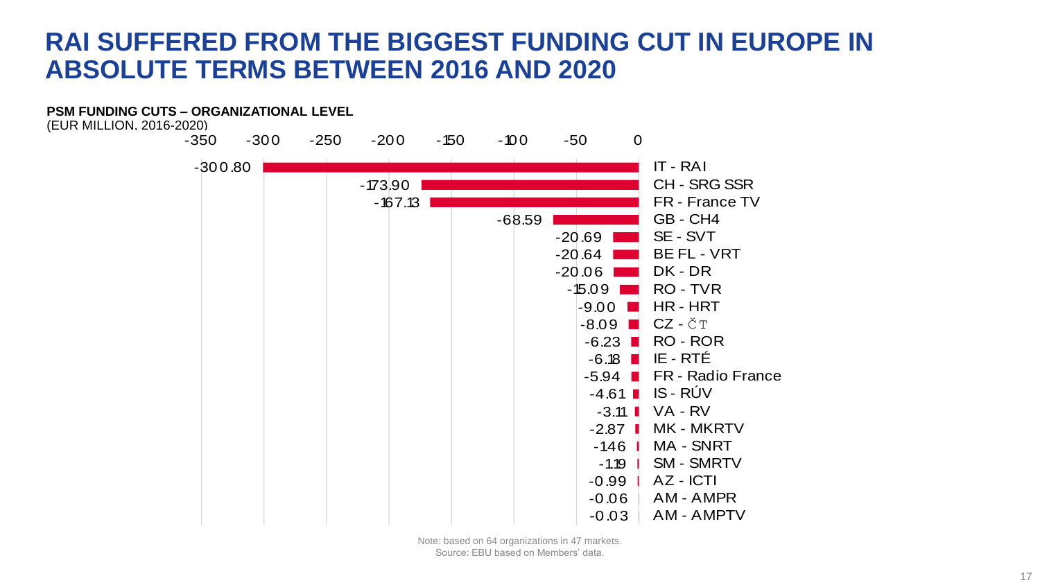# RAI SUFFERED FROM THE BIGGEST FUNDING CUT IN EUROPE IN ABSOLUTE TERMS BETWEEN 2016 AND 2020

**PSM FUNDING CUTS – ORGANIZATIONAL LEVEL**
(EUR MILLION, 2016-2020)

| Organization | Funding cut (EUR million) |
| --- | --- |
| IT - RAI | -300.80 |
| CH - SRG SSR | -173.90 |
| FR - France TV | -167.13 |
| GB - CH4 | -68.59 |
| SE - SVT | -20.69 |
| BE FL - VRT | -20.64 |
| DK - DR | -20.06 |
| RO - TVR | -15.09 |
| HR - HRT | -9.00 |
| CZ - ČT | -8.09 |
| RO - ROR | -6.23 |
| IE - RTÉ | -6.18 |
| FR - Radio France | -5.94 |
| IS - RÚV | -4.61 |
| VA - RV | -3.11 |
| MK - MKRTV | -2.87 |
| MA - SNRT | -1.46 |
| SM - SMRTV | -1.19 |
| AZ - ICTI | -0.99 |
| AM - AMPR | -0.06 |
| AM - AMPTV | -0.03 |

Note: based on 64 organizations in 47 markets.
Source: EBU based on Members' data.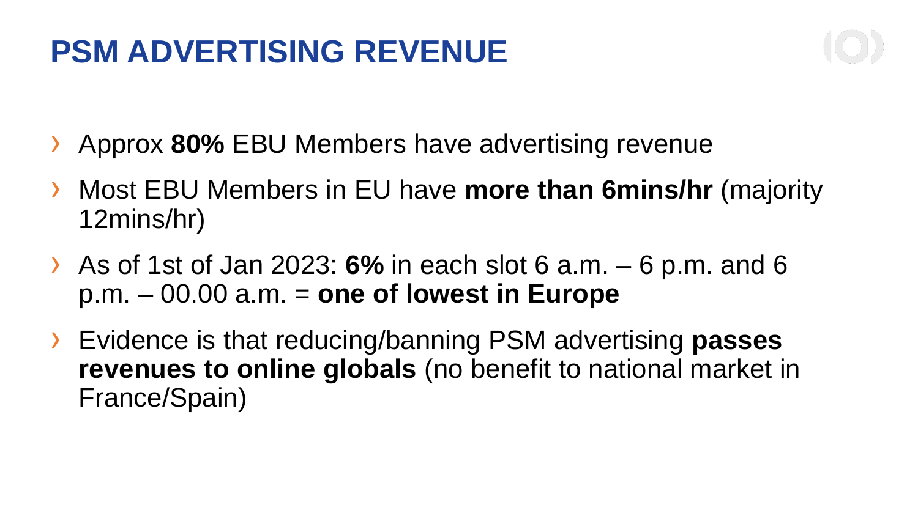# PSM ADVERTISING REVENUE

- Approx **80%** EBU Members have advertising revenue
- Most EBU Members in EU have **more than 6mins/hr** (majority 12mins/hr)
- As of 1st of Jan 2023: **6%** in each slot 6 a.m. – 6 p.m. and 6 p.m. – 00.00 a.m. = **one of lowest in Europe**
- Evidence is that reducing/banning PSM advertising **passes revenues to online globals** (no benefit to national market in France/Spain)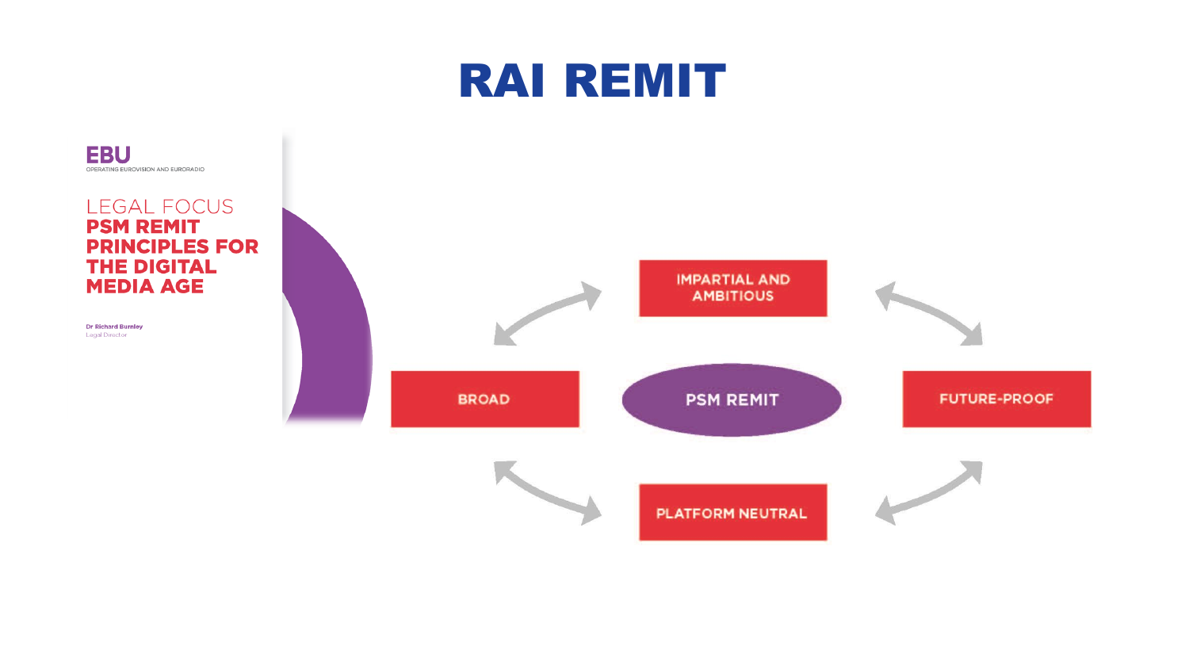# RAI REMIT

**EBU**
OPERATING EUROVISION AND EURORADIO

LEGAL FOCUS
**PSM REMIT PRINCIPLES FOR THE DIGITAL MEDIA AGE**

**Dr Richard Burnley**
Legal Director

IMPARTIAL AND AMBITIOUS

BROAD

PSM REMIT

FUTURE-PROOF

PLATFORM NEUTRAL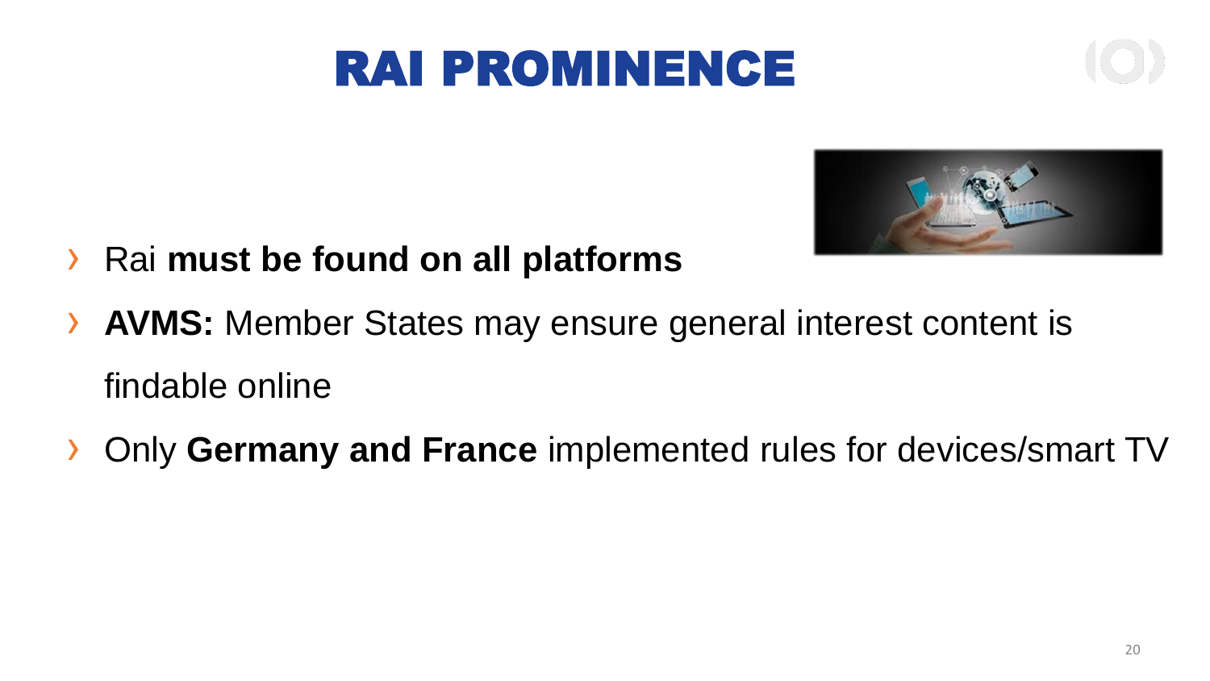# RAI PROMINENCE

- Rai **must be found on all platforms**
- **AVMS:** Member States may ensure general interest content is findable online
- Only **Germany and France** implemented rules for devices/smart TV